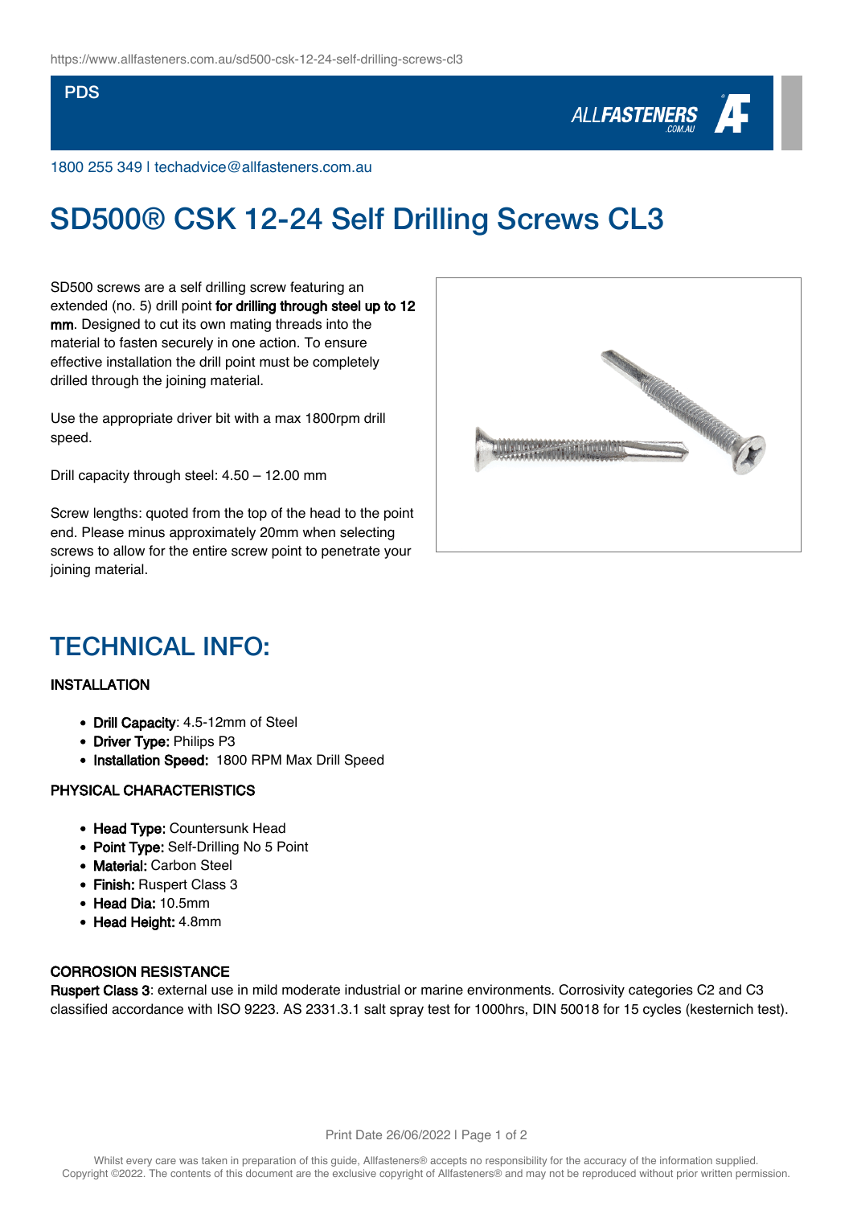https://www.allfasteners.com.au/sd500-csk-12-24-self-drilling-screws-cl3

PDS

1800 255 349 | techadvice@allfasteners.com.au

# SD500® CSK 12-24 Self Drilling Screws CL3

SD500 screws are a self drilling screw featuring an extended (no. 5) drill point **for drilling through steel up to 12 mm**. Designed to cut its own mating threads into the material to fasten securely in one action. To ensure effective installation the drill point must be completely drilled through the joining material.

Use the appropriate driver bit with a max 1800rpm drill speed.

Drill capacity through steel: 4.50 – 12.00 mm

Screw lengths: quoted from the top of the head to the point end. Please minus approximately 20mm when selecting screws to allow for the entire screw point to penetrate your joining material.

## TECHNICAL INFO:

### INSTALLATION

- **Drill Capacity**: 4.5-12mm of Steel
- **Driver Type:** Philips P3
- **Installation Speed:** 1800 RPM Max Drill Speed

### PHYSICAL CHARACTERISTICS

- **Head Type:** Countersunk Head
- **Point Type:** Self-Drilling No 5 Point
- **Material:** Carbon Steel
- **Finish:** Ruspert Class 3
- **Head Dia:** 10.5mm
- **Head Height:** 4.8mm

### CORROSION RESISTANCE

**Ruspert Class 3**: external use in mild moderate industrial or marine environments. Corrosivity categories C2 and C3 classified accordance with ISO 9223. AS 2331.3.1 salt spray test for 1000hrs, DIN 50018 for 15 cycles (kesternich test).

Whilst every care was taken in preparation of this guide, Allfasteners® accepts no responsibility for the accuracy of the information supplied. Copyright ©2022. The contents of this document are the exclusive copyright of Allfasteners® and may not be reproduced without prior written permission.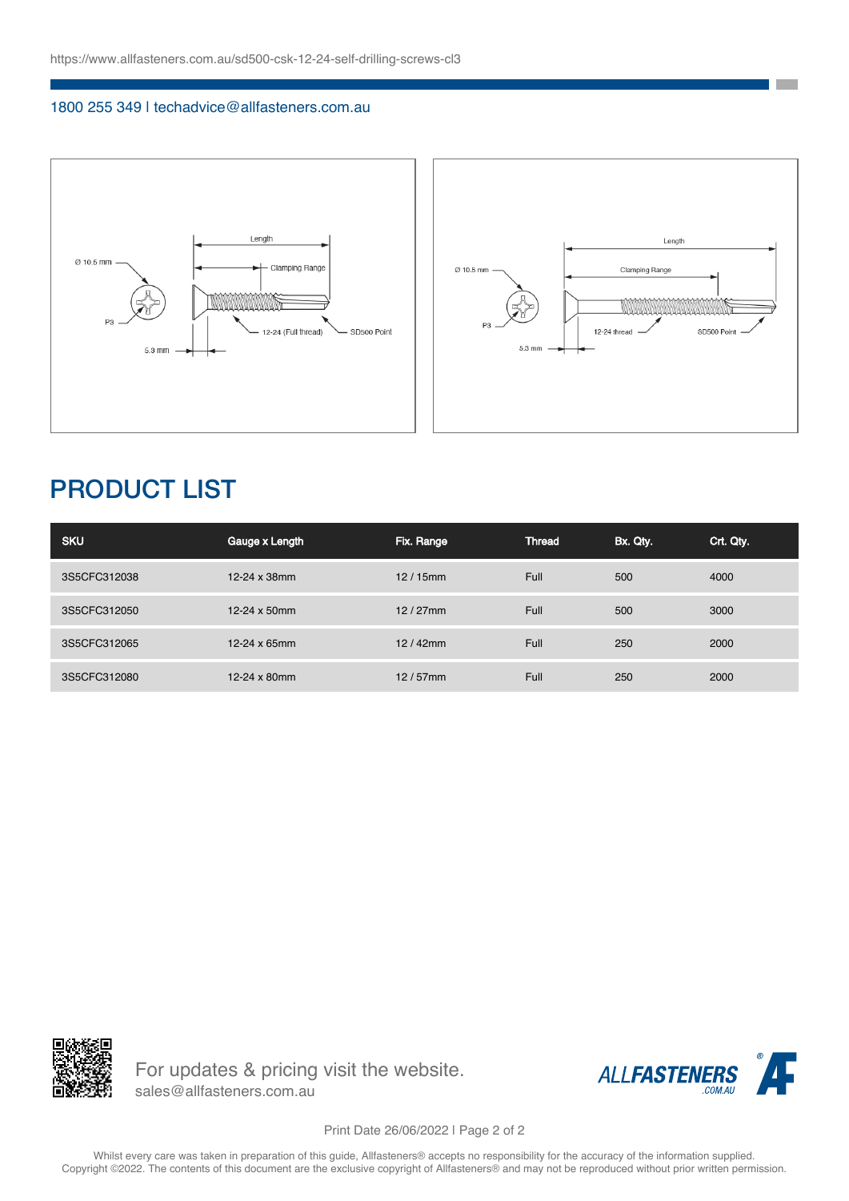https://www.allfasteners.com.au/sd500-csk-12-24-self-drilling-screws-cl3

1800 255 349 | techadvice@allfasteners.com.au

Ø 10.5 mm
P3
5.3 mm
Length
Clamping Range
12-24 (Full thread)
SD500 Point

Ø 10.5 mm
P3
5.3 mm
Length
Clamping Range
12-24 thread
SD500 Point

## PRODUCT LIST

| SKU | Gauge x Length | Fix. Range | Thread | Bx. Qty. | Crt. Qty. |
|---|---|---|---|---|---|
| 3S5CFC312038 | 12-24 x 38mm | 12 / 15mm | Full | 500 | 4000 |
| 3S5CFC312050 | 12-24 x 50mm | 12 / 27mm | Full | 500 | 3000 |
| 3S5CFC312065 | 12-24 x 65mm | 12 / 42mm | Full | 250 | 2000 |
| 3S5CFC312080 | 12-24 x 80mm | 12 / 57mm | Full | 250 | 2000 |

For updates & pricing visit the website.
sales@allfasteners.com.au

ALLFASTENERS .COM.AU

Print Date 26/06/2022

Whilst every care was taken in preparation of this guide, Allfasteners® accepts no responsibility for the accuracy of the information supplied. Copyright ©2022. The contents of this document are the exclusive copyright of Allfasteners® and may not be reproduced without prior written permission.